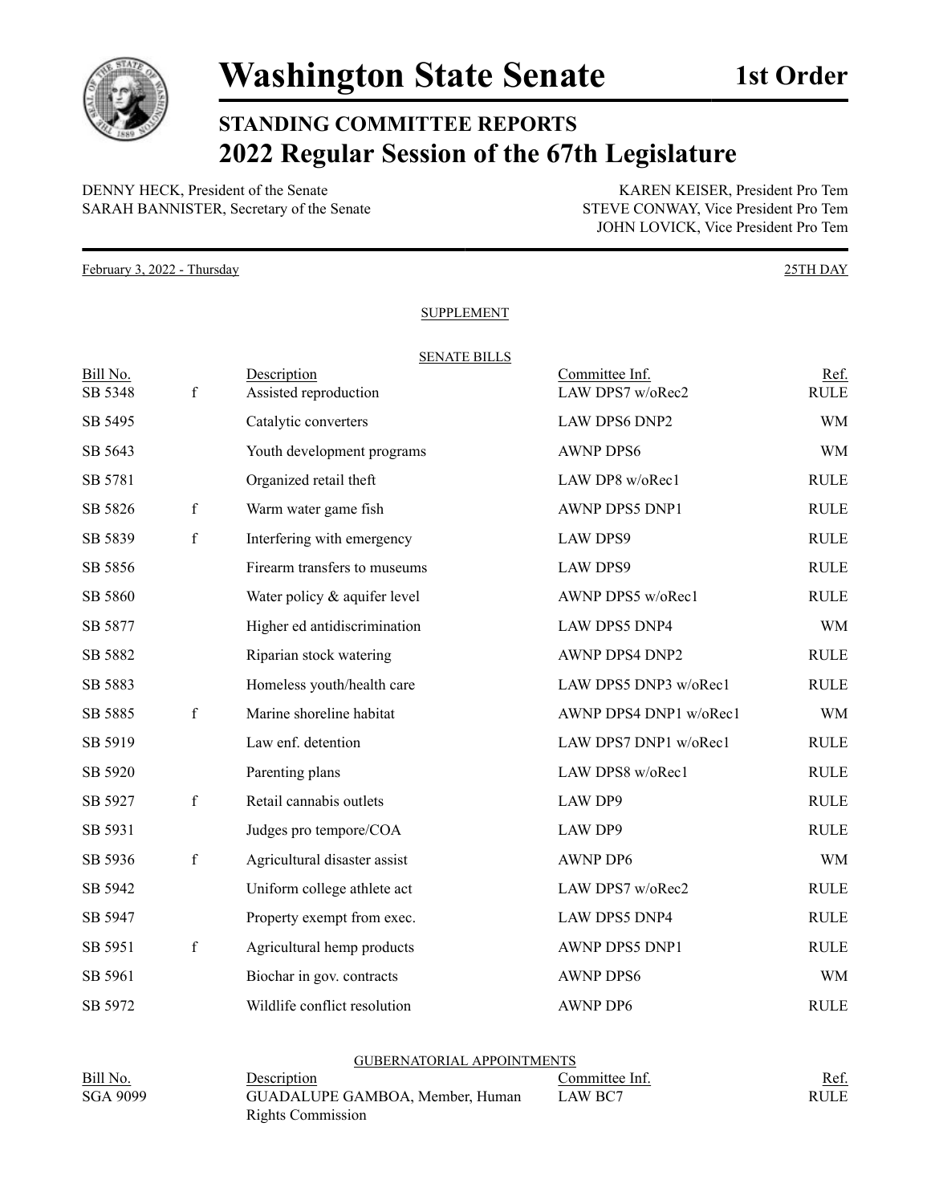# Washington State Senate

**1st Order**

## STANDING COMMITTEE REPORTS
## 2022 Regular Session of the 67th Legislature

DENNY HECK, President of the Senate
SARAH BANNISTER, Secretary of the Senate

KAREN KEISER, President Pro Tem
STEVE CONWAY, Vice President Pro Tem
JOHN LOVICK, Vice President Pro Tem

February 3, 2022 - Thursday — 25TH DAY

SUPPLEMENT

SENATE BILLS

| Bill No. | | Description | Committee Inf. | Ref. |
|---|---|---|---|---|
| SB 5348 | f | Assisted reproduction | LAW DPS7 w/oRec2 | RULE |
| SB 5495 | | Catalytic converters | LAW DPS6 DNP2 | WM |
| SB 5643 | | Youth development programs | AWNP DPS6 | WM |
| SB 5781 | | Organized retail theft | LAW DP8 w/oRec1 | RULE |
| SB 5826 | f | Warm water game fish | AWNP DPS5 DNP1 | RULE |
| SB 5839 | f | Interfering with emergency | LAW DPS9 | RULE |
| SB 5856 | | Firearm transfers to museums | LAW DPS9 | RULE |
| SB 5860 | | Water policy & aquifer level | AWNP DPS5 w/oRec1 | RULE |
| SB 5877 | | Higher ed antidiscrimination | LAW DPS5 DNP4 | WM |
| SB 5882 | | Riparian stock watering | AWNP DPS4 DNP2 | RULE |
| SB 5883 | | Homeless youth/health care | LAW DPS5 DNP3 w/oRec1 | RULE |
| SB 5885 | f | Marine shoreline habitat | AWNP DPS4 DNP1 w/oRec1 | WM |
| SB 5919 | | Law enf. detention | LAW DPS7 DNP1 w/oRec1 | RULE |
| SB 5920 | | Parenting plans | LAW DPS8 w/oRec1 | RULE |
| SB 5927 | f | Retail cannabis outlets | LAW DP9 | RULE |
| SB 5931 | | Judges pro tempore/COA | LAW DP9 | RULE |
| SB 5936 | f | Agricultural disaster assist | AWNP DP6 | WM |
| SB 5942 | | Uniform college athlete act | LAW DPS7 w/oRec2 | RULE |
| SB 5947 | | Property exempt from exec. | LAW DPS5 DNP4 | RULE |
| SB 5951 | f | Agricultural hemp products | AWNP DPS5 DNP1 | RULE |
| SB 5961 | | Biochar in gov. contracts | AWNP DPS6 | WM |
| SB 5972 | | Wildlife conflict resolution | AWNP DP6 | RULE |

GUBERNATORIAL APPOINTMENTS

| Bill No. | Description | Committee Inf. | Ref. |
|---|---|---|---|
| SGA 9099 | GUADALUPE GAMBOA, Member, Human Rights Commission | LAW BC7 | RULE |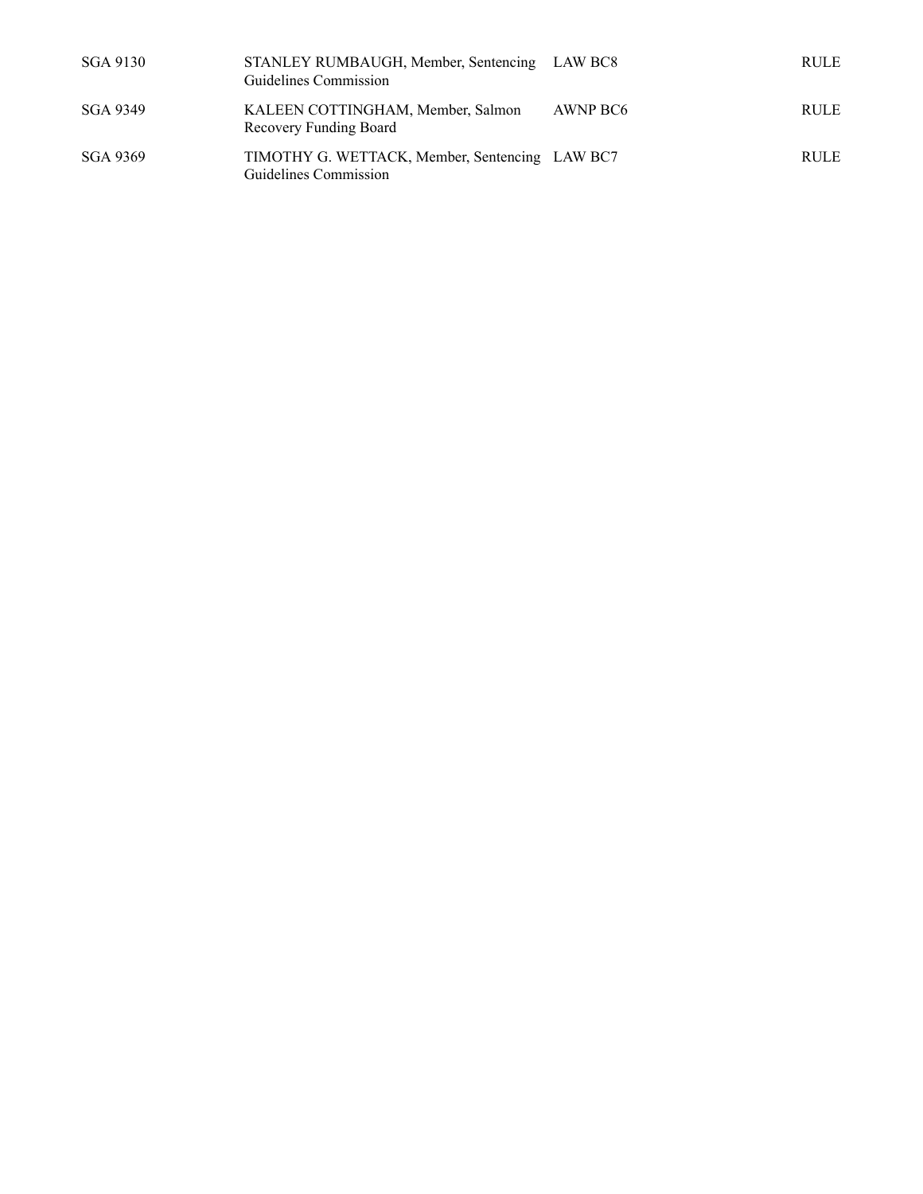| | | | |
|---|---|---|---|
| SGA 9130 | STANLEY RUMBAUGH, Member, Sentencing Guidelines Commission | LAW BC8 | RULE |
| SGA 9349 | KALEEN COTTINGHAM, Member, Salmon Recovery Funding Board | AWNP BC6 | RULE |
| SGA 9369 | TIMOTHY G. WETTACK, Member, Sentencing Guidelines Commission | LAW BC7 | RULE |